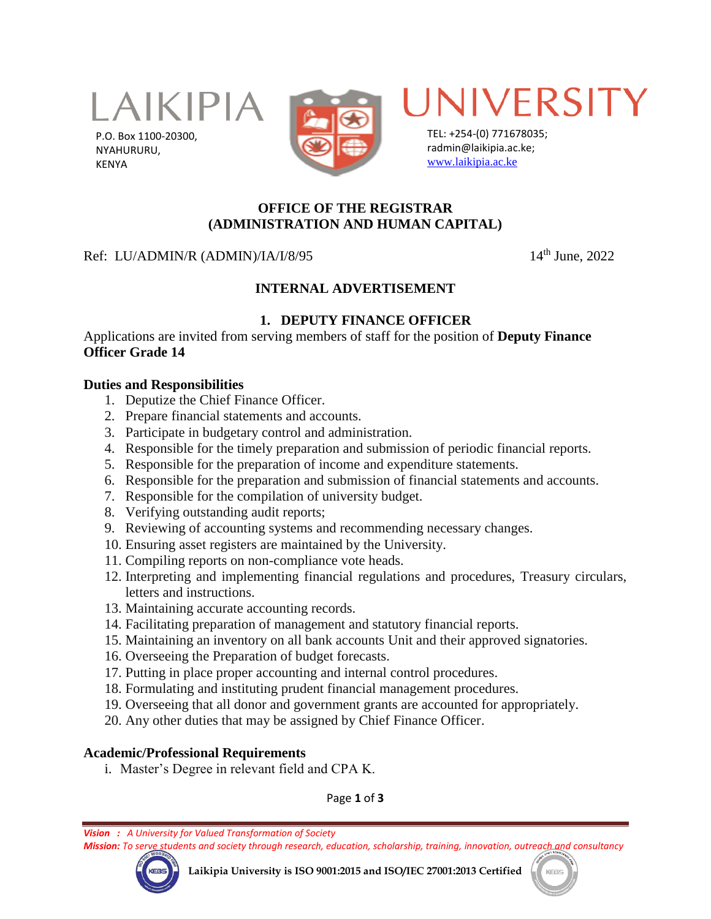# LAIKIPIA UNIVERSITY

P.O. Box 1100-20300,
NYAHURURU,
KENYA

TEL: +254-(0) 771678035;
radmin@laikipia.ac.ke;
www.laikipia.ac.ke

**OFFICE OF THE REGISTRAR**
**(ADMINISTRATION AND HUMAN CAPITAL)**

Ref: LU/ADMIN/R (ADMIN)/IA/I/8/95 — 14th June, 2022

## INTERNAL ADVERTISEMENT

### 1. DEPUTY FINANCE OFFICER

Applications are invited from serving members of staff for the position of **Deputy Finance Officer Grade 14**

**Duties and Responsibilities**

1. Deputize the Chief Finance Officer.
2. Prepare financial statements and accounts.
3. Participate in budgetary control and administration.
4. Responsible for the timely preparation and submission of periodic financial reports.
5. Responsible for the preparation of income and expenditure statements.
6. Responsible for the preparation and submission of financial statements and accounts.
7. Responsible for the compilation of university budget.
8. Verifying outstanding audit reports;
9. Reviewing of accounting systems and recommending necessary changes.
10. Ensuring asset registers are maintained by the University.
11. Compiling reports on non-compliance vote heads.
12. Interpreting and implementing financial regulations and procedures, Treasury circulars, letters and instructions.
13. Maintaining accurate accounting records.
14. Facilitating preparation of management and statutory financial reports.
15. Maintaining an inventory on all bank accounts Unit and their approved signatories.
16. Overseeing the Preparation of budget forecasts.
17. Putting in place proper accounting and internal control procedures.
18. Formulating and instituting prudent financial management procedures.
19. Overseeing that all donor and government grants are accounted for appropriately.
20. Any other duties that may be assigned by Chief Finance Officer.

**Academic/Professional Requirements**

i. Master's Degree in relevant field and CPA K.

*Vision : A University for Valued Transformation of Society*
*Mission: To serve students and society through research, education, scholarship, training, innovation, outreach and consultancy*

**Laikipia University is ISO 9001:2015 and ISO/IEC 27001:2013 Certified**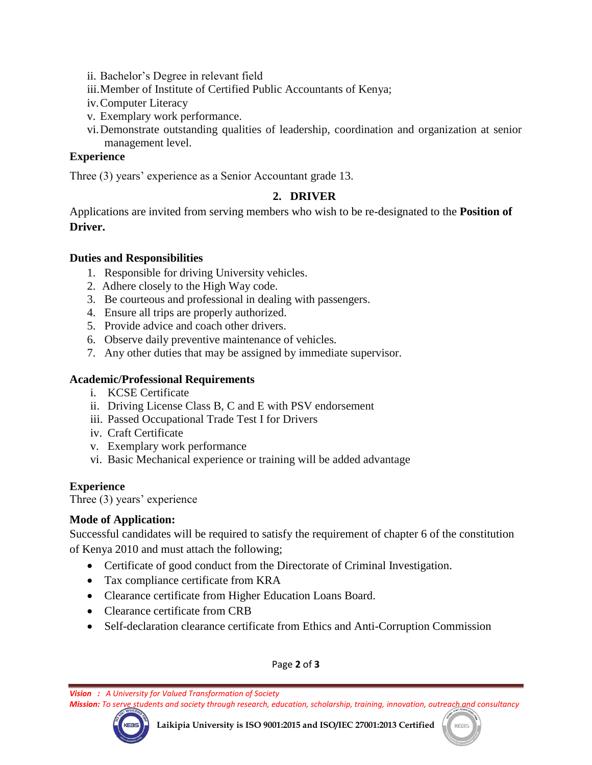ii. Bachelor's Degree in relevant field
iii. Member of Institute of Certified Public Accountants of Kenya;
iv. Computer Literacy
v. Exemplary work performance.
vi. Demonstrate outstanding qualities of leadership, coordination and organization at senior management level.

**Experience**

Three (3) years' experience as a Senior Accountant grade 13.

## 2. DRIVER

Applications are invited from serving members who wish to be re-designated to the **Position of Driver.**

**Duties and Responsibilities**

1. Responsible for driving University vehicles.
2. Adhere closely to the High Way code.
3. Be courteous and professional in dealing with passengers.
4. Ensure all trips are properly authorized.
5. Provide advice and coach other drivers.
6. Observe daily preventive maintenance of vehicles.
7. Any other duties that may be assigned by immediate supervisor.

**Academic/Professional Requirements**

i. KCSE Certificate
ii. Driving License Class B, C and E with PSV endorsement
iii. Passed Occupational Trade Test I for Drivers
iv. Craft Certificate
v. Exemplary work performance
vi. Basic Mechanical experience or training will be added advantage

**Experience**

Three (3) years' experience

**Mode of Application:**

Successful candidates will be required to satisfy the requirement of chapter 6 of the constitution of Kenya 2010 and must attach the following;

- Certificate of good conduct from the Directorate of Criminal Investigation.
- Tax compliance certificate from KRA
- Clearance certificate from Higher Education Loans Board.
- Clearance certificate from CRB
- Self-declaration clearance certificate from Ethics and Anti-Corruption Commission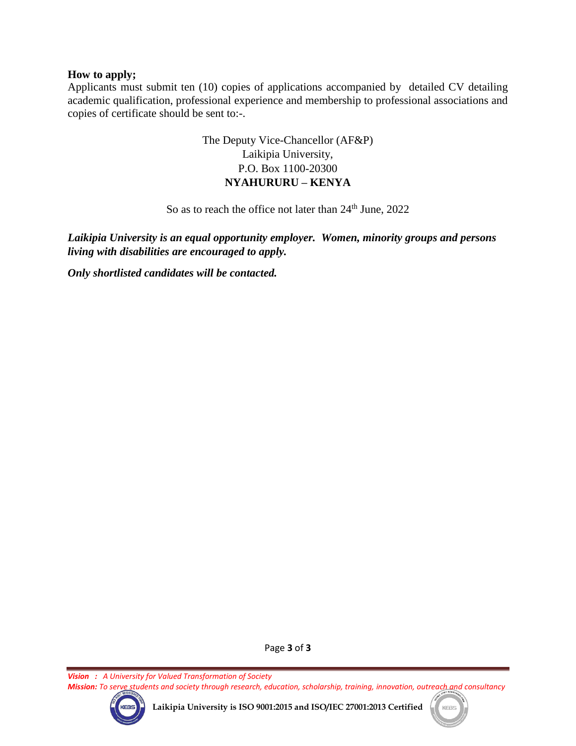**How to apply;**

Applicants must submit ten (10) copies of applications accompanied by detailed CV detailing academic qualification, professional experience and membership to professional associations and copies of certificate should be sent to:-.

The Deputy Vice-Chancellor (AF&P)
Laikipia University,
P.O. Box 1100-20300
**NYAHURURU – KENYA**

So as to reach the office not later than 24th June, 2022

***Laikipia University is an equal opportunity employer. Women, minority groups and persons living with disabilities are encouraged to apply.***

***Only shortlisted candidates will be contacted.***